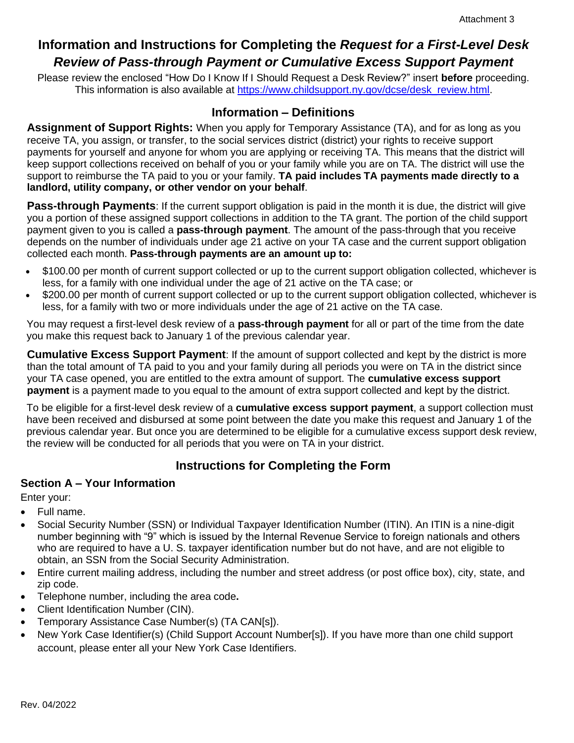Attachment 3

# Information and Instructions for Completing the *Request for a First-Level Desk Review of Pass-through Payment or Cumulative Excess Support Payment*

Please review the enclosed "How Do I Know If I Should Request a Desk Review?" insert **before** proceeding. This information is also available at [https://www.childsupport.ny.gov/dcse/desk_review.html](https://www.childsupport.ny.gov/dcse/desk_review.html).

## Information – Definitions

**Assignment of Support Rights:** When you apply for Temporary Assistance (TA), and for as long as you receive TA, you assign, or transfer, to the social services district (district) your rights to receive support payments for yourself and anyone for whom you are applying or receiving TA. This means that the district will keep support collections received on behalf of you or your family while you are on TA. The district will use the support to reimburse the TA paid to you or your family. **TA paid includes TA payments made directly to a landlord, utility company, or other vendor on your behalf**.

**Pass-through Payments**: If the current support obligation is paid in the month it is due, the district will give you a portion of these assigned support collections in addition to the TA grant. The portion of the child support payment given to you is called a **pass-through payment**. The amount of the pass-through that you receive depends on the number of individuals under age 21 active on your TA case and the current support obligation collected each month. **Pass-through payments are an amount up to:**

- $100.00 per month of current support collected or up to the current support obligation collected, whichever is less, for a family with one individual under the age of 21 active on the TA case; or
- $200.00 per month of current support collected or up to the current support obligation collected, whichever is less, for a family with two or more individuals under the age of 21 active on the TA case.

You may request a first-level desk review of a **pass-through payment** for all or part of the time from the date you make this request back to January 1 of the previous calendar year.

**Cumulative Excess Support Payment**: If the amount of support collected and kept by the district is more than the total amount of TA paid to you and your family during all periods you were on TA in the district since your TA case opened, you are entitled to the extra amount of support. The **cumulative excess support payment** is a payment made to you equal to the amount of extra support collected and kept by the district.

To be eligible for a first-level desk review of a **cumulative excess support payment**, a support collection must have been received and disbursed at some point between the date you make this request and January 1 of the previous calendar year. But once you are determined to be eligible for a cumulative excess support desk review, the review will be conducted for all periods that you were on TA in your district.

## Instructions for Completing the Form

### Section A – Your Information

Enter your:

- Full name.
- Social Security Number (SSN) or Individual Taxpayer Identification Number (ITIN). An ITIN is a nine-digit number beginning with "9" which is issued by the Internal Revenue Service to foreign nationals and others who are required to have a U. S. taxpayer identification number but do not have, and are not eligible to obtain, an SSN from the Social Security Administration.
- Entire current mailing address, including the number and street address (or post office box), city, state, and zip code.
- Telephone number, including the area code**.**
- Client Identification Number (CIN).
- Temporary Assistance Case Number(s) (TA CAN[s]).
- New York Case Identifier(s) (Child Support Account Number[s]). If you have more than one child support account, please enter all your New York Case Identifiers.

Rev. 04/2022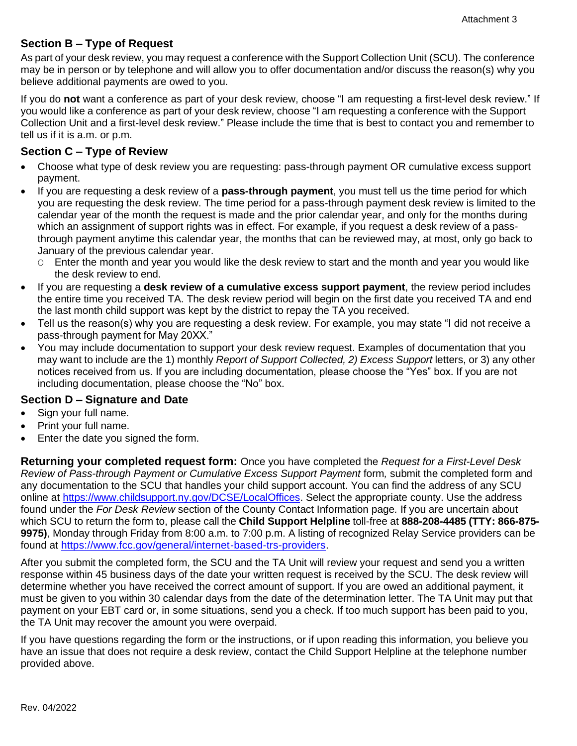## Section B – Type of Request

As part of your desk review, you may request a conference with the Support Collection Unit (SCU). The conference may be in person or by telephone and will allow you to offer documentation and/or discuss the reason(s) why you believe additional payments are owed to you.

If you do **not** want a conference as part of your desk review, choose "I am requesting a first-level desk review." If you would like a conference as part of your desk review, choose "I am requesting a conference with the Support Collection Unit and a first-level desk review." Please include the time that is best to contact you and remember to tell us if it is a.m. or p.m.

## Section C – Type of Review

- Choose what type of desk review you are requesting: pass-through payment OR cumulative excess support payment.
- If you are requesting a desk review of a **pass-through payment**, you must tell us the time period for which you are requesting the desk review. The time period for a pass-through payment desk review is limited to the calendar year of the month the request is made and the prior calendar year, and only for the months during which an assignment of support rights was in effect. For example, if you request a desk review of a pass-through payment anytime this calendar year, the months that can be reviewed may, at most, only go back to January of the previous calendar year.
  - Enter the month and year you would like the desk review to start and the month and year you would like the desk review to end.
- If you are requesting a **desk review of a cumulative excess support payment**, the review period includes the entire time you received TA. The desk review period will begin on the first date you received TA and end the last month child support was kept by the district to repay the TA you received.
- Tell us the reason(s) why you are requesting a desk review. For example, you may state "I did not receive a pass-through payment for May 20XX."
- You may include documentation to support your desk review request. Examples of documentation that you may want to include are the 1) monthly *Report of Support Collected, 2) Excess Support* letters, or 3) any other notices received from us. If you are including documentation, please choose the "Yes" box. If you are not including documentation, please choose the "No" box.

## Section D – Signature and Date

- Sign your full name.
- Print your full name.
- Enter the date you signed the form.

**Returning your completed request form:** Once you have completed the *Request for a First-Level Desk Review of Pass-through Payment or Cumulative Excess Support Payment* form, submit the completed form and any documentation to the SCU that handles your child support account. You can find the address of any SCU online at https://www.childsupport.ny.gov/DCSE/LocalOffices. Select the appropriate county. Use the address found under the *For Desk Review* section of the County Contact Information page. If you are uncertain about which SCU to return the form to, please call the **Child Support Helpline** toll-free at **888-208-4485 (TTY: 866-875-9975)**, Monday through Friday from 8:00 a.m. to 7:00 p.m. A listing of recognized Relay Service providers can be found at https://www.fcc.gov/general/internet-based-trs-providers.

After you submit the completed form, the SCU and the TA Unit will review your request and send you a written response within 45 business days of the date your written request is received by the SCU. The desk review will determine whether you have received the correct amount of support. If you are owed an additional payment, it must be given to you within 30 calendar days from the date of the determination letter. The TA Unit may put that payment on your EBT card or, in some situations, send you a check. If too much support has been paid to you, the TA Unit may recover the amount you were overpaid.

If you have questions regarding the form or the instructions, or if upon reading this information, you believe you have an issue that does not require a desk review, contact the Child Support Helpline at the telephone number provided above.

Rev. 04/2022